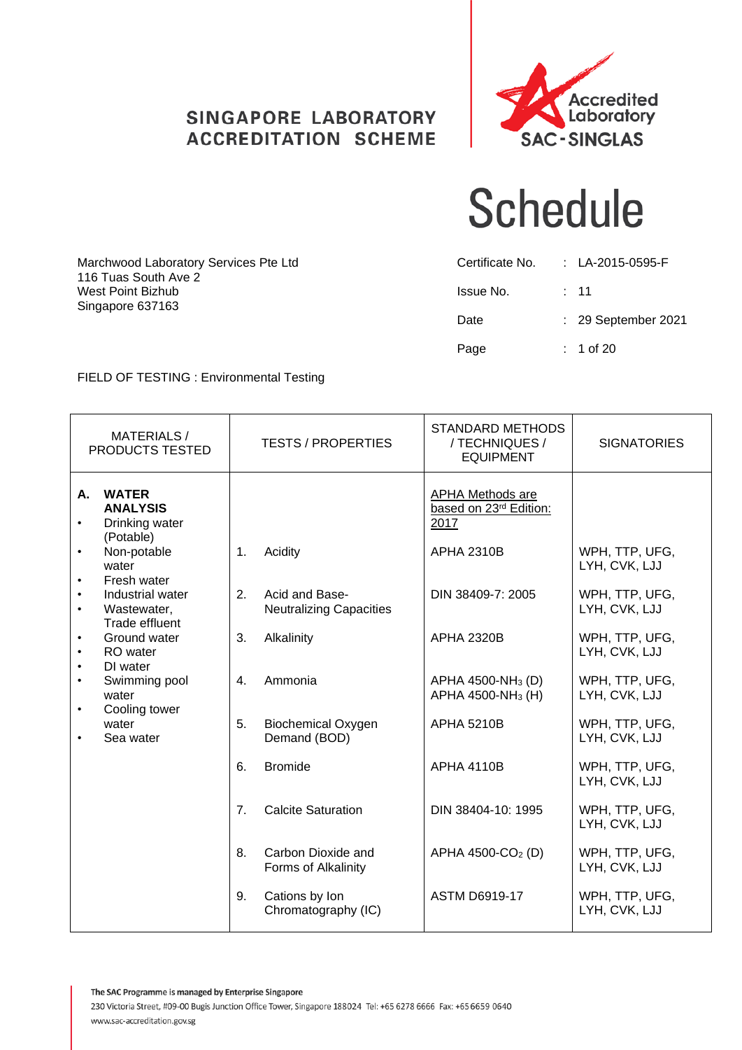SINGAPORE LABORATORY ACCREDITATION SCHEME

Accredited Laboratory
SAC-SINGLAS

# Schedule

Marchwood Laboratory Services Pte Ltd
116 Tuas South Ave 2
West Point Bizhub
Singapore 637163

| | | |
|---|---|---|
| Certificate No. | : | LA-2015-0595-F |
| Issue No. | : | 11 |
| Date | : | 29 September 2021 |
| Page | : | 1 of 20 |

FIELD OF TESTING : Environmental Testing

| MATERIALS / PRODUCTS TESTED | TESTS / PROPERTIES | STANDARD METHODS / TECHNIQUES / EQUIPMENT | SIGNATORIES |
|---|---|---|---|
| **A. WATER ANALYSIS**<br>• Drinking water (Potable)<br>• Non-potable water<br>• Fresh water<br>• Industrial water<br>• Wastewater, Trade effluent<br>• Ground water<br>• RO water<br>• DI water<br>• Swimming pool water<br>• Cooling tower water<br>• Sea water | | APHA Methods are based on 23rd Edition: 2017 | |
| | 1. Acidity | APHA 2310B | WPH, TTP, UFG, LYH, CVK, LJJ |
| | 2. Acid and Base-Neutralizing Capacities | DIN 38409-7: 2005 | WPH, TTP, UFG, LYH, CVK, LJJ |
| | 3. Alkalinity | APHA 2320B | WPH, TTP, UFG, LYH, CVK, LJJ |
| | 4. Ammonia | APHA 4500-$NH_3$ (D)<br>APHA 4500-$NH_3$ (H) | WPH, TTP, UFG, LYH, CVK, LJJ |
| | 5. Biochemical Oxygen Demand (BOD) | APHA 5210B | WPH, TTP, UFG, LYH, CVK, LJJ |
| | 6. Bromide | APHA 4110B | WPH, TTP, UFG, LYH, CVK, LJJ |
| | 7. Calcite Saturation | DIN 38404-10: 1995 | WPH, TTP, UFG, LYH, CVK, LJJ |
| | 8. Carbon Dioxide and Forms of Alkalinity | APHA 4500-$CO_2$ (D) | WPH, TTP, UFG, LYH, CVK, LJJ |
| | 9. Cations by Ion Chromatography (IC) | ASTM D6919-17 | WPH, TTP, UFG, LYH, CVK, LJJ |

The SAC Programme is managed by Enterprise Singapore
230 Victoria Street, #09-00 Bugis Junction Office Tower, Singapore 188024 Tel: +65 6278 6666 Fax: +65 6659 0640
www.sac-accreditation.gov.sg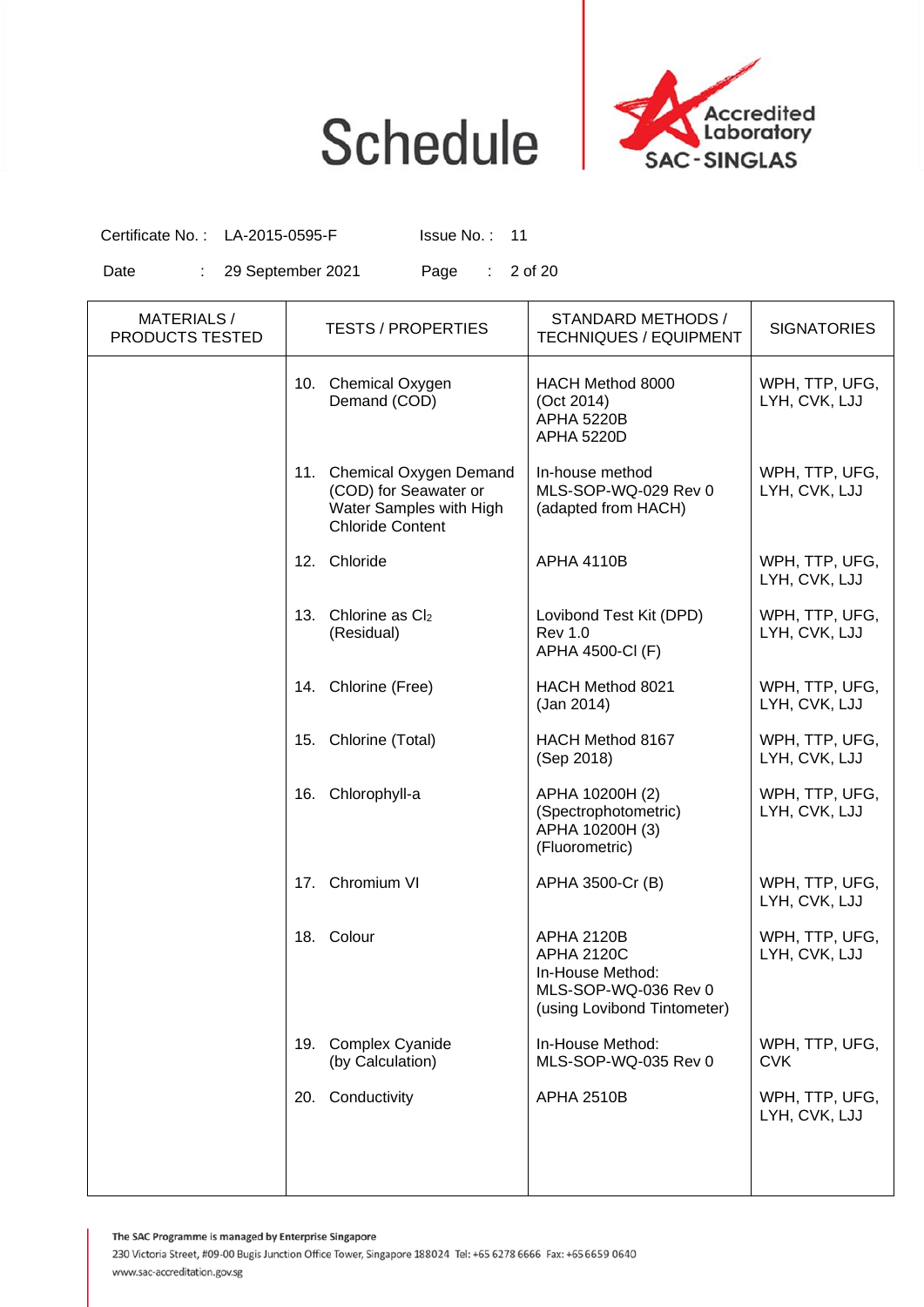# Schedule

Accredited Laboratory SAC-SINGLAS

Certificate No. : LA-2015-0595-F Issue No. : 11

Date : 29 September 2021

| MATERIALS / PRODUCTS TESTED | TESTS / PROPERTIES | STANDARD METHODS / TECHNIQUES / EQUIPMENT | SIGNATORIES |
|---|---|---|---|
| | 10. Chemical Oxygen Demand (COD) | HACH Method 8000 (Oct 2014)<br>APHA 5220B<br>APHA 5220D | WPH, TTP, UFG, LYH, CVK, LJJ |
| | 11. Chemical Oxygen Demand (COD) for Seawater or Water Samples with High Chloride Content | In-house method MLS-SOP-WQ-029 Rev 0 (adapted from HACH) | WPH, TTP, UFG, LYH, CVK, LJJ |
| | 12. Chloride | APHA 4110B | WPH, TTP, UFG, LYH, CVK, LJJ |
| | 13. Chlorine as $Cl_2$ (Residual) | Lovibond Test Kit (DPD) Rev 1.0<br>APHA 4500-Cl (F) | WPH, TTP, UFG, LYH, CVK, LJJ |
| | 14. Chlorine (Free) | HACH Method 8021 (Jan 2014) | WPH, TTP, UFG, LYH, CVK, LJJ |
| | 15. Chlorine (Total) | HACH Method 8167 (Sep 2018) | WPH, TTP, UFG, LYH, CVK, LJJ |
| | 16. Chlorophyll-a | APHA 10200H (2) (Spectrophotometric)<br>APHA 10200H (3) (Fluorometric) | WPH, TTP, UFG, LYH, CVK, LJJ |
| | 17. Chromium VI | APHA 3500-Cr (B) | WPH, TTP, UFG, LYH, CVK, LJJ |
| | 18. Colour | APHA 2120B<br>APHA 2120C<br>In-House Method: MLS-SOP-WQ-036 Rev 0 (using Lovibond Tintometer) | WPH, TTP, UFG, LYH, CVK, LJJ |
| | 19. Complex Cyanide (by Calculation) | In-House Method: MLS-SOP-WQ-035 Rev 0 | WPH, TTP, UFG, CVK |
| | 20. Conductivity | APHA 2510B | WPH, TTP, UFG, LYH, CVK, LJJ |

The SAC Programme is managed by Enterprise Singapore
230 Victoria Street, #09-00 Bugis Junction Office Tower, Singapore 188024 Tel: +65 6278 6666 Fax: +65 6659 0640
www.sac-accreditation.gov.sg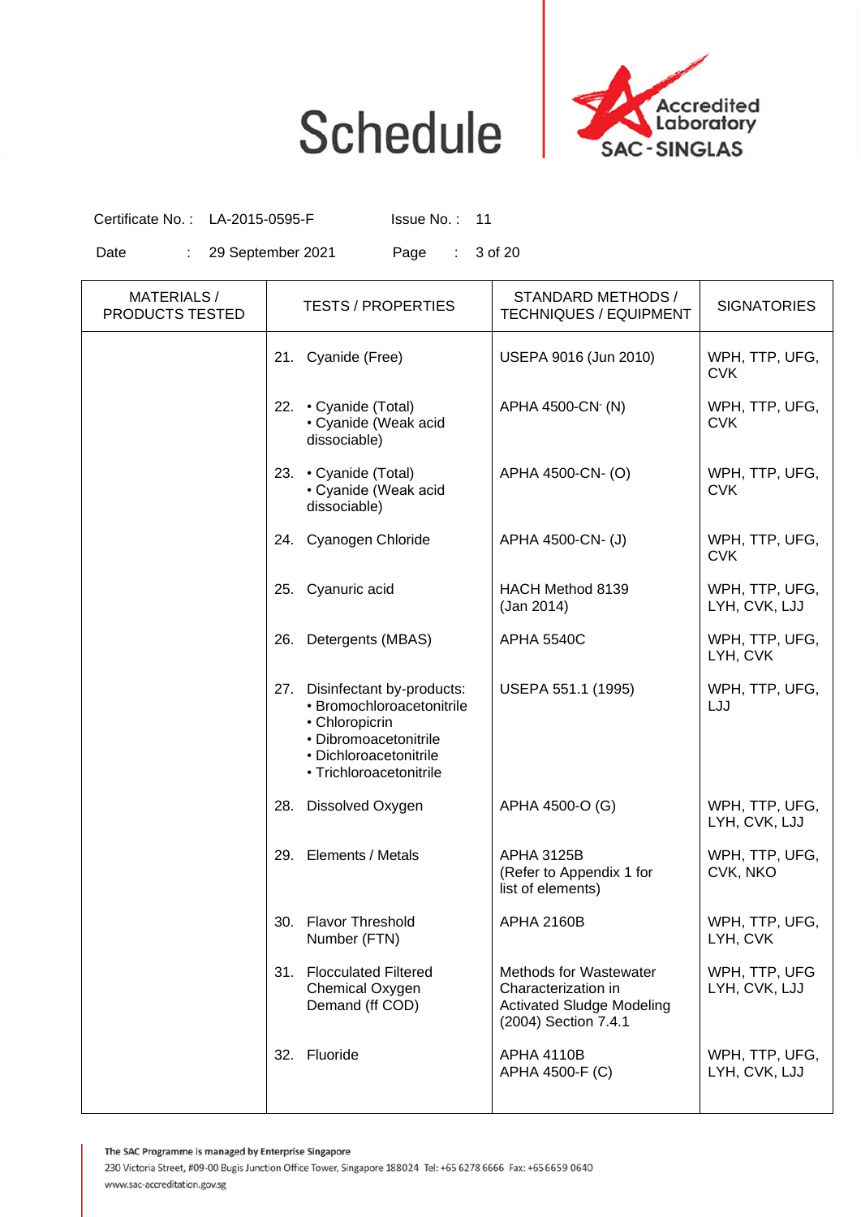# Schedule

Accredited Laboratory SAC-SINGLAS

Certificate No. : LA-2015-0595-F Issue No. : 11

Date : 29 September 2021

| MATERIALS / PRODUCTS TESTED | TESTS / PROPERTIES | STANDARD METHODS / TECHNIQUES / EQUIPMENT | SIGNATORIES |
|---|---|---|---|
| | 21. Cyanide (Free) | USEPA 9016 (Jun 2010) | WPH, TTP, UFG, CVK |
| | 22. • Cyanide (Total) • Cyanide (Weak acid dissociable) | APHA 4500-$CN^-$ (N) | WPH, TTP, UFG, CVK |
| | 23. • Cyanide (Total) • Cyanide (Weak acid dissociable) | APHA 4500-CN- (O) | WPH, TTP, UFG, CVK |
| | 24. Cyanogen Chloride | APHA 4500-CN- (J) | WPH, TTP, UFG, CVK |
| | 25. Cyanuric acid | HACH Method 8139 (Jan 2014) | WPH, TTP, UFG, LYH, CVK, LJJ |
| | 26. Detergents (MBAS) | APHA 5540C | WPH, TTP, UFG, LYH, CVK |
| | 27. Disinfectant by-products: • Bromochloroacetonitrile • Chloropicrin • Dibromoacetonitrile • Dichloroacetonitrile • Trichloroacetonitrile | USEPA 551.1 (1995) | WPH, TTP, UFG, LJJ |
| | 28. Dissolved Oxygen | APHA 4500-O (G) | WPH, TTP, UFG, LYH, CVK, LJJ |
| | 29. Elements / Metals | APHA 3125B (Refer to Appendix 1 for list of elements) | WPH, TTP, UFG, CVK, NKO |
| | 30. Flavor Threshold Number (FTN) | APHA 2160B | WPH, TTP, UFG, LYH, CVK |
| | 31. Flocculated Filtered Chemical Oxygen Demand (ff COD) | Methods for Wastewater Characterization in Activated Sludge Modeling (2004) Section 7.4.1 | WPH, TTP, UFG LYH, CVK, LJJ |
| | 32. Fluoride | APHA 4110B APHA 4500-F (C) | WPH, TTP, UFG, LYH, CVK, LJJ |

The SAC Programme is managed by Enterprise Singapore
230 Victoria Street, #09-00 Bugis Junction Office Tower, Singapore 188024 Tel: +65 6278 6666 Fax: +65 6659 0640
www.sac-accreditation.gov.sg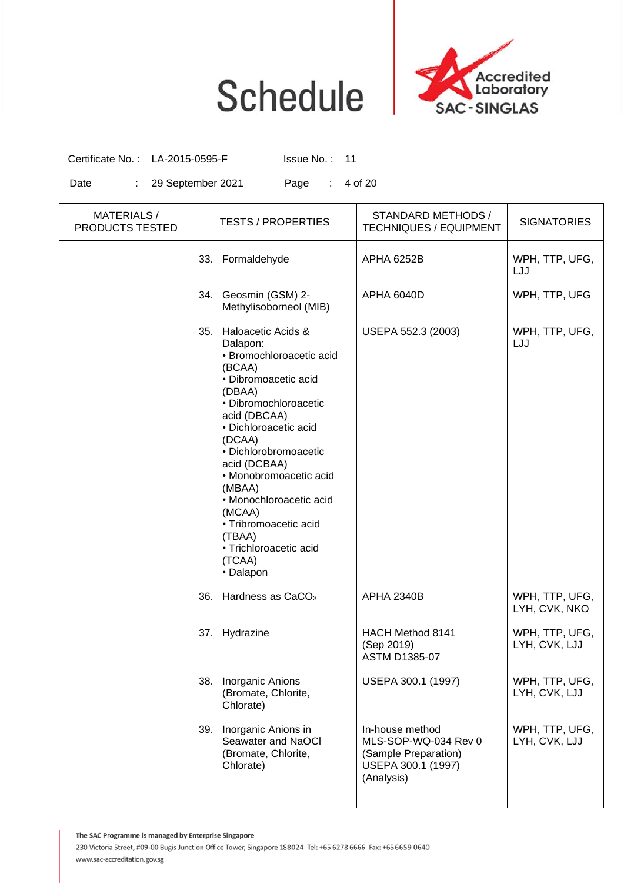# Schedule

Certificate No. : LA-2015-0595-F Issue No. : 11

Date : 29 September 2021

| MATERIALS / PRODUCTS TESTED | TESTS / PROPERTIES | STANDARD METHODS / TECHNIQUES / EQUIPMENT | SIGNATORIES |
|---|---|---|---|
| | 33. Formaldehyde | APHA 6252B | WPH, TTP, UFG, LJJ |
| | 34. Geosmin (GSM) 2-Methylisoborneol (MIB) | APHA 6040D | WPH, TTP, UFG |
| | 35. Haloacetic Acids & Dalapon:<br>• Bromochloroacetic acid (BCAA)<br>• Dibromoacetic acid (DBAA)<br>• Dibromochloroacetic acid (DBCAA)<br>• Dichloroacetic acid (DCAA)<br>• Dichlorobromoacetic acid (DCBAA)<br>• Monobromoacetic acid (MBAA)<br>• Monochloroacetic acid (MCAA)<br>• Tribromoacetic acid (TBAA)<br>• Trichloroacetic acid (TCAA)<br>• Dalapon | USEPA 552.3 (2003) | WPH, TTP, UFG, LJJ |
| | 36. Hardness as $CaCO_3$ | APHA 2340B | WPH, TTP, UFG, LYH, CVK, NKO |
| | 37. Hydrazine | HACH Method 8141 (Sep 2019)<br>ASTM D1385-07 | WPH, TTP, UFG, LYH, CVK, LJJ |
| | 38. Inorganic Anions (Bromate, Chlorite, Chlorate) | USEPA 300.1 (1997) | WPH, TTP, UFG, LYH, CVK, LJJ |
| | 39. Inorganic Anions in Seawater and NaOCl (Bromate, Chlorite, Chlorate) | In-house method MLS-SOP-WQ-034 Rev 0 (Sample Preparation)<br>USEPA 300.1 (1997) (Analysis) | WPH, TTP, UFG, LYH, CVK, LJJ |

The SAC Programme is managed by Enterprise Singapore
230 Victoria Street, #09-00 Bugis Junction Office Tower, Singapore 188024 Tel: +65 6278 6666 Fax: +65 6659 0640
www.sac-accreditation.gov.sg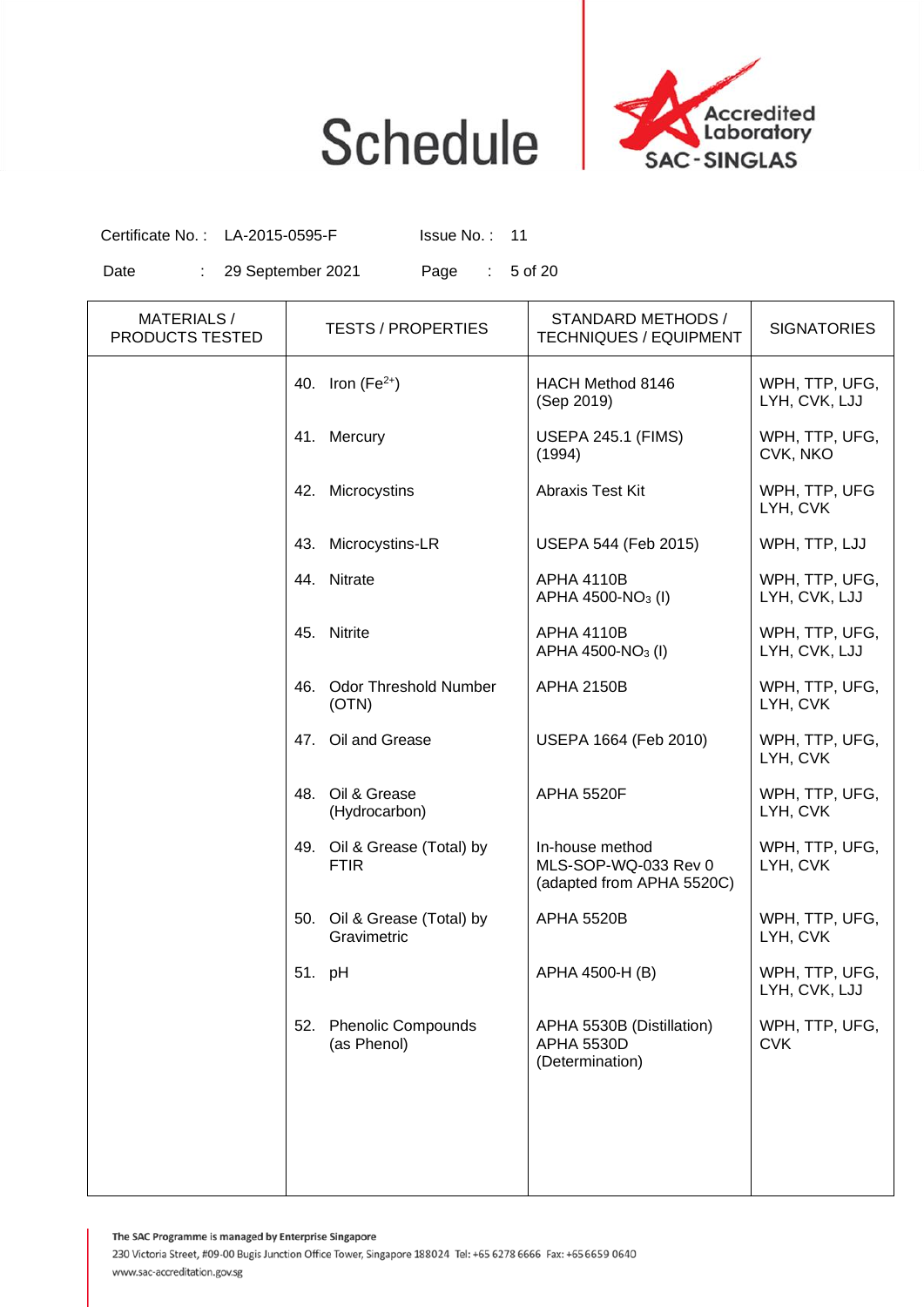# Schedule

Accredited Laboratory SAC-SINGLAS

Certificate No. : LA-2015-0595-F    Issue No. : 11

Date : 29 September 2021

| MATERIALS / PRODUCTS TESTED | TESTS / PROPERTIES | STANDARD METHODS / TECHNIQUES / EQUIPMENT | SIGNATORIES |
|---|---|---|---|
| | 40. Iron ($Fe^{2+}$) | HACH Method 8146 (Sep 2019) | WPH, TTP, UFG, LYH, CVK, LJJ |
| | 41. Mercury | USEPA 245.1 (FIMS) (1994) | WPH, TTP, UFG, CVK, NKO |
| | 42. Microcystins | Abraxis Test Kit | WPH, TTP, UFG LYH, CVK |
| | 43. Microcystins-LR | USEPA 544 (Feb 2015) | WPH, TTP, LJJ |
| | 44. Nitrate | APHA 4110B<br>APHA 4500-$NO_3$ (I) | WPH, TTP, UFG, LYH, CVK, LJJ |
| | 45. Nitrite | APHA 4110B<br>APHA 4500-$NO_3$ (I) | WPH, TTP, UFG, LYH, CVK, LJJ |
| | 46. Odor Threshold Number (OTN) | APHA 2150B | WPH, TTP, UFG, LYH, CVK |
| | 47. Oil and Grease | USEPA 1664 (Feb 2010) | WPH, TTP, UFG, LYH, CVK |
| | 48. Oil & Grease (Hydrocarbon) | APHA 5520F | WPH, TTP, UFG, LYH, CVK |
| | 49. Oil & Grease (Total) by FTIR | In-house method MLS-SOP-WQ-033 Rev 0 (adapted from APHA 5520C) | WPH, TTP, UFG, LYH, CVK |
| | 50. Oil & Grease (Total) by Gravimetric | APHA 5520B | WPH, TTP, UFG, LYH, CVK |
| | 51. pH | APHA 4500-H (B) | WPH, TTP, UFG, LYH, CVK, LJJ |
| | 52. Phenolic Compounds (as Phenol) | APHA 5530B (Distillation)<br>APHA 5530D (Determination) | WPH, TTP, UFG, CVK |

The SAC Programme is managed by Enterprise Singapore
230 Victoria Street, #09-00 Bugis Junction Office Tower, Singapore 188024 Tel: +65 6278 6666 Fax: +65 6659 0640
www.sac-accreditation.gov.sg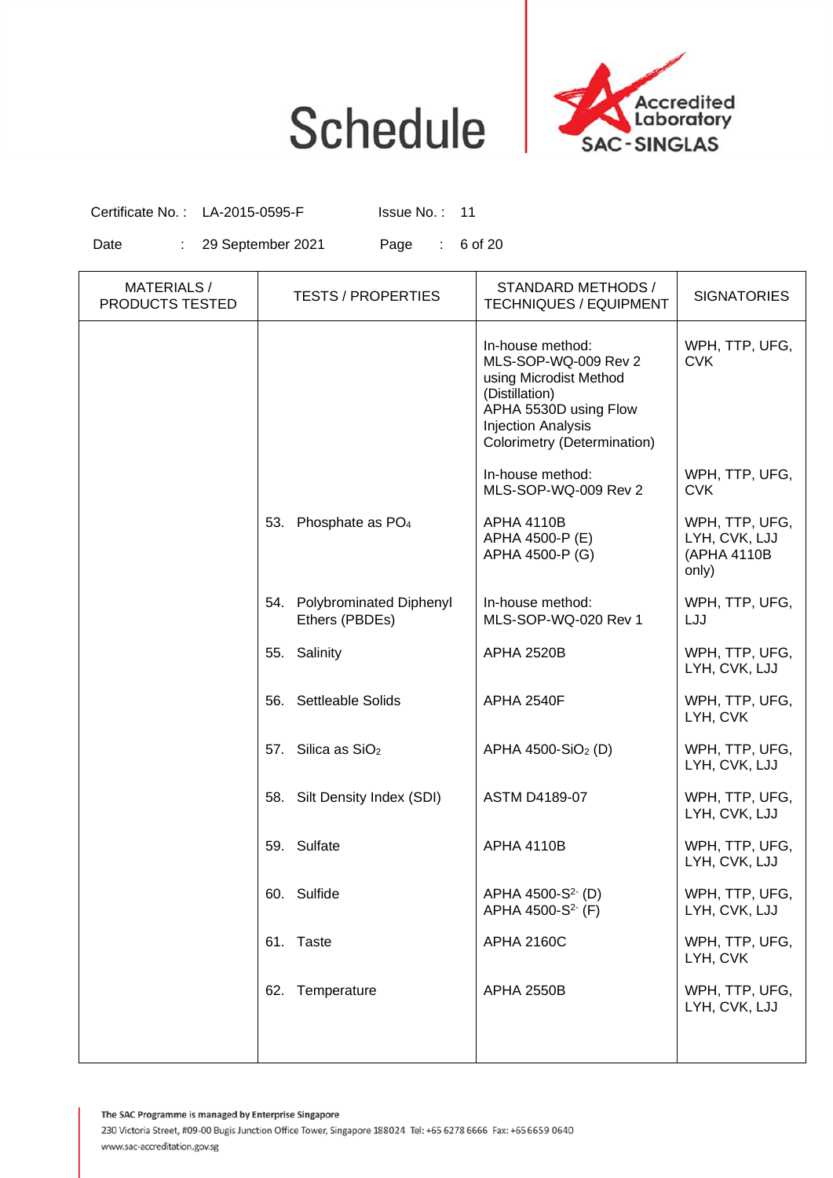# Schedule

Accredited Laboratory SAC-SINGLAS

Certificate No. : LA-2015-0595-F  Issue No. : 11

Date : 29 September 2021

| MATERIALS / PRODUCTS TESTED | TESTS / PROPERTIES | STANDARD METHODS / TECHNIQUES / EQUIPMENT | SIGNATORIES |
|---|---|---|---|
| | | In-house method: MLS-SOP-WQ-009 Rev 2 using Microdist Method (Distillation) APHA 5530D using Flow Injection Analysis Colorimetry (Determination) | WPH, TTP, UFG, CVK |
| | | In-house method: MLS-SOP-WQ-009 Rev 2 | WPH, TTP, UFG, CVK |
| | 53. Phosphate as $PO_4$ | APHA 4110B APHA 4500-P (E) APHA 4500-P (G) | WPH, TTP, UFG, LYH, CVK, LJJ (APHA 4110B only) |
| | 54. Polybrominated Diphenyl Ethers (PBDEs) | In-house method: MLS-SOP-WQ-020 Rev 1 | WPH, TTP, UFG, LJJ |
| | 55. Salinity | APHA 2520B | WPH, TTP, UFG, LYH, CVK, LJJ |
| | 56. Settleable Solids | APHA 2540F | WPH, TTP, UFG, LYH, CVK |
| | 57. Silica as $SiO_2$ | APHA 4500-$SiO_2$ (D) | WPH, TTP, UFG, LYH, CVK, LJJ |
| | 58. Silt Density Index (SDI) | ASTM D4189-07 | WPH, TTP, UFG, LYH, CVK, LJJ |
| | 59. Sulfate | APHA 4110B | WPH, TTP, UFG, LYH, CVK, LJJ |
| | 60. Sulfide | APHA 4500-$S^{2-}$ (D) APHA 4500-$S^{2-}$ (F) | WPH, TTP, UFG, LYH, CVK, LJJ |
| | 61. Taste | APHA 2160C | WPH, TTP, UFG, LYH, CVK |
| | 62. Temperature | APHA 2550B | WPH, TTP, UFG, LYH, CVK, LJJ |

The SAC Programme is managed by Enterprise Singapore
230 Victoria Street, #09-00 Bugis Junction Office Tower, Singapore 188024 Tel: +65 6278 6666 Fax: +65 6659 0640
www.sac-accreditation.gov.sg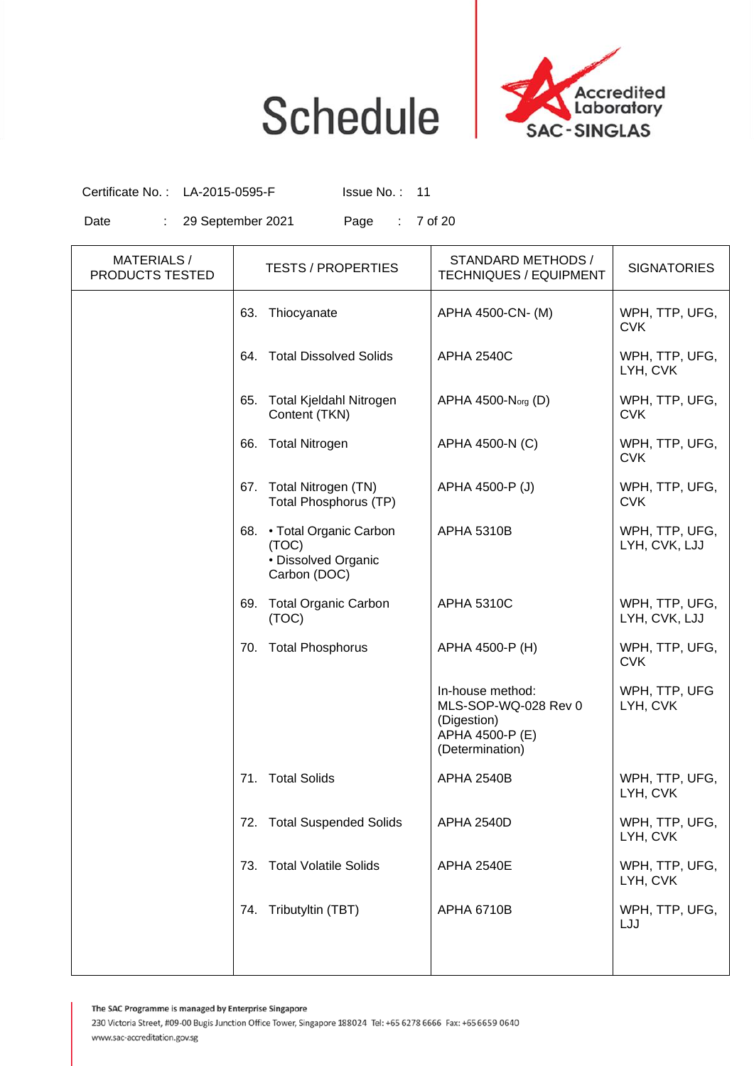# Schedule

Accredited Laboratory SAC-SINGLAS

Certificate No. : LA-2015-0595-F    Issue No. : 11

Date : 29 September 2021

| MATERIALS / PRODUCTS TESTED | TESTS / PROPERTIES | STANDARD METHODS / TECHNIQUES / EQUIPMENT | SIGNATORIES |
|---|---|---|---|
| | 63. Thiocyanate | APHA 4500-CN- (M) | WPH, TTP, UFG, CVK |
| | 64. Total Dissolved Solids | APHA 2540C | WPH, TTP, UFG, LYH, CVK |
| | 65. Total Kjeldahl Nitrogen Content (TKN) | APHA 4500-$N_{org}$ (D) | WPH, TTP, UFG, CVK |
| | 66. Total Nitrogen | APHA 4500-N (C) | WPH, TTP, UFG, CVK |
| | 67. Total Nitrogen (TN) Total Phosphorus (TP) | APHA 4500-P (J) | WPH, TTP, UFG, CVK |
| | 68. • Total Organic Carbon (TOC) • Dissolved Organic Carbon (DOC) | APHA 5310B | WPH, TTP, UFG, LYH, CVK, LJJ |
| | 69. Total Organic Carbon (TOC) | APHA 5310C | WPH, TTP, UFG, LYH, CVK, LJJ |
| | 70. Total Phosphorus | APHA 4500-P (H) | WPH, TTP, UFG, CVK |
| | | In-house method: MLS-SOP-WQ-028 Rev 0 (Digestion) APHA 4500-P (E) (Determination) | WPH, TTP, UFG LYH, CVK |
| | 71. Total Solids | APHA 2540B | WPH, TTP, UFG, LYH, CVK |
| | 72. Total Suspended Solids | APHA 2540D | WPH, TTP, UFG, LYH, CVK |
| | 73. Total Volatile Solids | APHA 2540E | WPH, TTP, UFG, LYH, CVK |
| | 74. Tributyltin (TBT) | APHA 6710B | WPH, TTP, UFG, LJJ |

The SAC Programme is managed by Enterprise Singapore
230 Victoria Street, #09-00 Bugis Junction Office Tower, Singapore 188024 Tel: +65 6278 6666 Fax: +65 6659 0640
www.sac-accreditation.gov.sg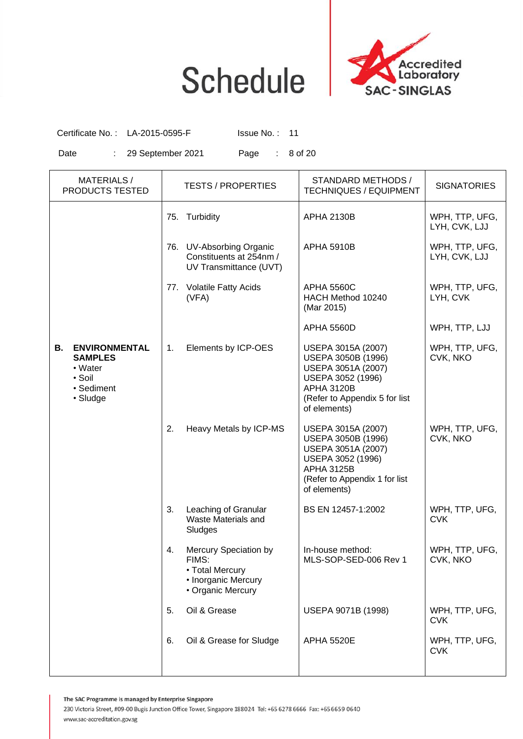# Schedule

Accredited Laboratory SAC-SINGLAS

Certificate No. : LA-2015-0595-F    Issue No. : 11

Date : 29 September 2021

| MATERIALS / PRODUCTS TESTED | TESTS / PROPERTIES | STANDARD METHODS / TECHNIQUES / EQUIPMENT | SIGNATORIES |
|---|---|---|---|
| | 75. Turbidity | APHA 2130B | WPH, TTP, UFG, LYH, CVK, LJJ |
| | 76. UV-Absorbing Organic Constituents at 254nm / UV Transmittance (UVT) | APHA 5910B | WPH, TTP, UFG, LYH, CVK, LJJ |
| | 77. Volatile Fatty Acids (VFA) | APHA 5560C<br>HACH Method 10240 (Mar 2015) | WPH, TTP, UFG, LYH, CVK |
| | | APHA 5560D | WPH, TTP, LJJ |
| **B. ENVIRONMENTAL SAMPLES**<br>• Water<br>• Soil<br>• Sediment<br>• Sludge | 1. Elements by ICP-OES | USEPA 3015A (2007)<br>USEPA 3050B (1996)<br>USEPA 3051A (2007)<br>USEPA 3052 (1996)<br>APHA 3120B<br>(Refer to Appendix 5 for list of elements) | WPH, TTP, UFG, CVK, NKO |
| | 2. Heavy Metals by ICP-MS | USEPA 3015A (2007)<br>USEPA 3050B (1996)<br>USEPA 3051A (2007)<br>USEPA 3052 (1996)<br>APHA 3125B<br>(Refer to Appendix 1 for list of elements) | WPH, TTP, UFG, CVK, NKO |
| | 3. Leaching of Granular Waste Materials and Sludges | BS EN 12457-1:2002 | WPH, TTP, UFG, CVK |
| | 4. Mercury Speciation by FIMS:<br>• Total Mercury<br>• Inorganic Mercury<br>• Organic Mercury | In-house method: MLS-SOP-SED-006 Rev 1 | WPH, TTP, UFG, CVK, NKO |
| | 5. Oil & Grease | USEPA 9071B (1998) | WPH, TTP, UFG, CVK |
| | 6. Oil & Grease for Sludge | APHA 5520E | WPH, TTP, UFG, CVK |

The SAC Programme is managed by Enterprise Singapore
230 Victoria Street, #09-00 Bugis Junction Office Tower, Singapore 188024 Tel: +65 6278 6666 Fax: +65 6659 0640
www.sac-accreditation.gov.sg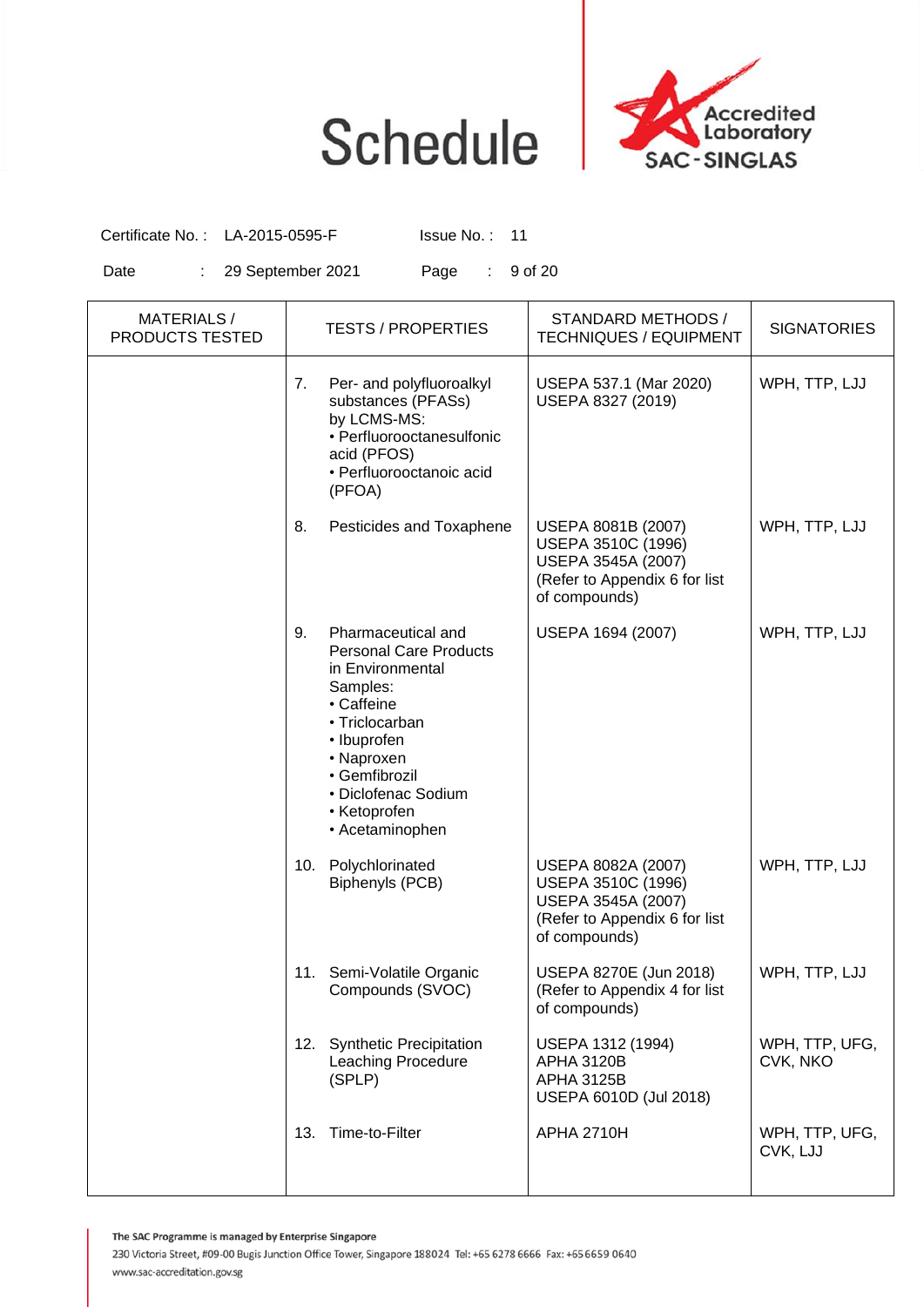# Schedule

Certificate No. : LA-2015-0595-F Issue No. : 11

Date : 29 September 2021

| MATERIALS / PRODUCTS TESTED | TESTS / PROPERTIES | STANDARD METHODS / TECHNIQUES / EQUIPMENT | SIGNATORIES |
|---|---|---|---|
| | 7. Per- and polyfluoroalkyl substances (PFASs) by LCMS-MS: • Perfluorooctanesulfonic acid (PFOS) • Perfluorooctanoic acid (PFOA) | USEPA 537.1 (Mar 2020) USEPA 8327 (2019) | WPH, TTP, LJJ |
| | 8. Pesticides and Toxaphene | USEPA 8081B (2007) USEPA 3510C (1996) USEPA 3545A (2007) (Refer to Appendix 6 for list of compounds) | WPH, TTP, LJJ |
| | 9. Pharmaceutical and Personal Care Products in Environmental Samples: • Caffeine • Triclocarban • Ibuprofen • Naproxen • Gemfibrozil • Diclofenac Sodium • Ketoprofen • Acetaminophen | USEPA 1694 (2007) | WPH, TTP, LJJ |
| | 10. Polychlorinated Biphenyls (PCB) | USEPA 8082A (2007) USEPA 3510C (1996) USEPA 3545A (2007) (Refer to Appendix 6 for list of compounds) | WPH, TTP, LJJ |
| | 11. Semi-Volatile Organic Compounds (SVOC) | USEPA 8270E (Jun 2018) (Refer to Appendix 4 for list of compounds) | WPH, TTP, LJJ |
| | 12. Synthetic Precipitation Leaching Procedure (SPLP) | USEPA 1312 (1994) APHA 3120B APHA 3125B USEPA 6010D (Jul 2018) | WPH, TTP, UFG, CVK, NKO |
| | 13. Time-to-Filter | APHA 2710H | WPH, TTP, UFG, CVK, LJJ |

The SAC Programme is managed by Enterprise Singapore
230 Victoria Street, #09-00 Bugis Junction Office Tower, Singapore 188024 Tel: +65 6278 6666 Fax: +65 6659 0640
www.sac-accreditation.gov.sg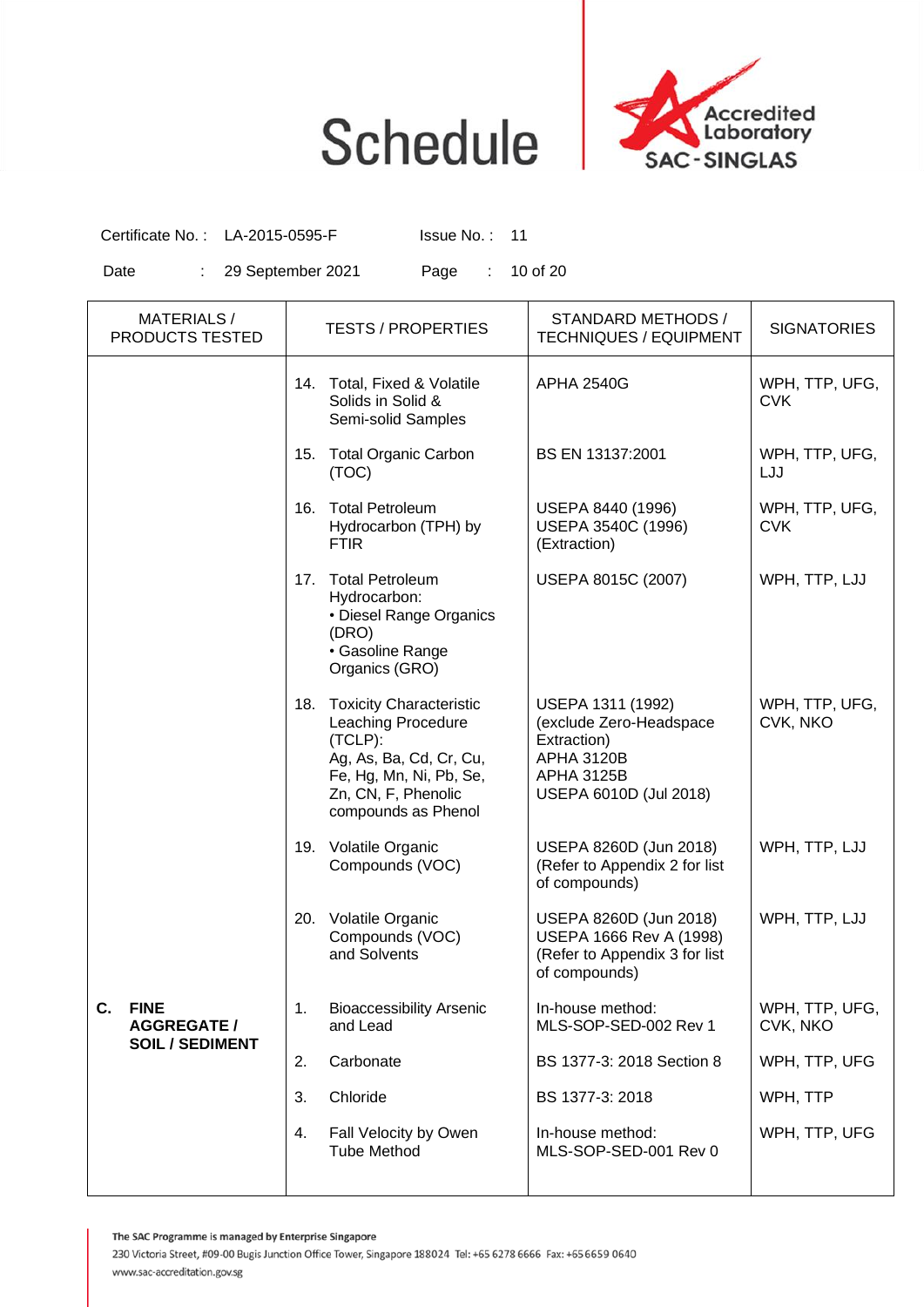# Schedule

Certificate No. : LA-2015-0595-F    Issue No. : 11

Date : 29 September 2021

| MATERIALS / PRODUCTS TESTED | TESTS / PROPERTIES | STANDARD METHODS / TECHNIQUES / EQUIPMENT | SIGNATORIES |
|---|---|---|---|
| | 14. Total, Fixed & Volatile Solids in Solid & Semi-solid Samples | APHA 2540G | WPH, TTP, UFG, CVK |
| | 15. Total Organic Carbon (TOC) | BS EN 13137:2001 | WPH, TTP, UFG, LJJ |
| | 16. Total Petroleum Hydrocarbon (TPH) by FTIR | USEPA 8440 (1996) USEPA 3540C (1996) (Extraction) | WPH, TTP, UFG, CVK |
| | 17. Total Petroleum Hydrocarbon: • Diesel Range Organics (DRO) • Gasoline Range Organics (GRO) | USEPA 8015C (2007) | WPH, TTP, LJJ |
| | 18. Toxicity Characteristic Leaching Procedure (TCLP): Ag, As, Ba, Cd, Cr, Cu, Fe, Hg, Mn, Ni, Pb, Se, Zn, CN, F, Phenolic compounds as Phenol | USEPA 1311 (1992) (exclude Zero-Headspace Extraction) APHA 3120B APHA 3125B USEPA 6010D (Jul 2018) | WPH, TTP, UFG, CVK, NKO |
| | 19. Volatile Organic Compounds (VOC) | USEPA 8260D (Jun 2018) (Refer to Appendix 2 for list of compounds) | WPH, TTP, LJJ |
| | 20. Volatile Organic Compounds (VOC) and Solvents | USEPA 8260D (Jun 2018) USEPA 1666 Rev A (1998) (Refer to Appendix 3 for list of compounds) | WPH, TTP, LJJ |
| **C. FINE AGGREGATE / SOIL / SEDIMENT** | 1. Bioaccessibility Arsenic and Lead | In-house method: MLS-SOP-SED-002 Rev 1 | WPH, TTP, UFG, CVK, NKO |
| | 2. Carbonate | BS 1377-3: 2018 Section 8 | WPH, TTP, UFG |
| | 3. Chloride | BS 1377-3: 2018 | WPH, TTP |
| | 4. Fall Velocity by Owen Tube Method | In-house method: MLS-SOP-SED-001 Rev 0 | WPH, TTP, UFG |

The SAC Programme is managed by Enterprise Singapore
230 Victoria Street, #09-00 Bugis Junction Office Tower, Singapore 188024 Tel: +65 6278 6666 Fax: +65 6659 0640
www.sac-accreditation.gov.sg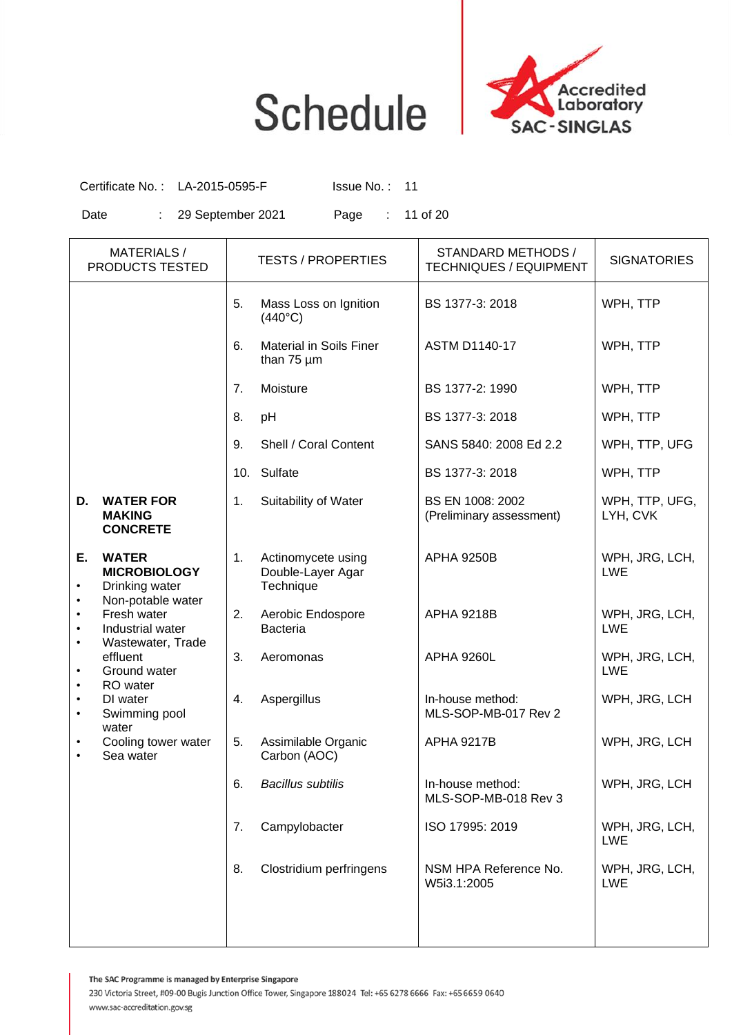# Schedule

Accredited Laboratory SAC-SINGLAS

Certificate No. : LA-2015-0595-F Issue No. : 11

Date : 29 September 2021

| MATERIALS / PRODUCTS TESTED | TESTS / PROPERTIES | STANDARD METHODS / TECHNIQUES / EQUIPMENT | SIGNATORIES |
|---|---|---|---|
| | 5. Mass Loss on Ignition (440°C) | BS 1377-3: 2018 | WPH, TTP |
| | 6. Material in Soils Finer than 75 µm | ASTM D1140-17 | WPH, TTP |
| | 7. Moisture | BS 1377-2: 1990 | WPH, TTP |
| | 8. pH | BS 1377-3: 2018 | WPH, TTP |
| | 9. Shell / Coral Content | SANS 5840: 2008 Ed 2.2 | WPH, TTP, UFG |
| | 10. Sulfate | BS 1377-3: 2018 | WPH, TTP |
| **D. WATER FOR MAKING CONCRETE** | 1. Suitability of Water | BS EN 1008: 2002 (Preliminary assessment) | WPH, TTP, UFG, LYH, CVK |
| **E. WATER MICROBIOLOGY** <br>• Drinking water <br>• Non-potable water <br>• Fresh water <br>• Industrial water <br>• Wastewater, Trade effluent <br>• Ground water <br>• RO water <br>• DI water <br>• Swimming pool water <br>• Cooling tower water <br>• Sea water | 1. Actinomycete using Double-Layer Agar Technique | APHA 9250B | WPH, JRG, LCH, LWE |
| | 2. Aerobic Endospore Bacteria | APHA 9218B | WPH, JRG, LCH, LWE |
| | 3. Aeromonas | APHA 9260L | WPH, JRG, LCH, LWE |
| | 4. Aspergillus | In-house method: MLS-SOP-MB-017 Rev 2 | WPH, JRG, LCH |
| | 5. Assimilable Organic Carbon (AOC) | APHA 9217B | WPH, JRG, LCH |
| | 6. *Bacillus subtilis* | In-house method: MLS-SOP-MB-018 Rev 3 | WPH, JRG, LCH |
| | 7. Campylobacter | ISO 17995: 2019 | WPH, JRG, LCH, LWE |
| | 8. Clostridium perfringens | NSM HPA Reference No. W5i3.1:2005 | WPH, JRG, LCH, LWE |

The SAC Programme is managed by Enterprise Singapore
230 Victoria Street, #09-00 Bugis Junction Office Tower, Singapore 188024 Tel: +65 6278 6666 Fax: +65 6659 0640
www.sac-accreditation.gov.sg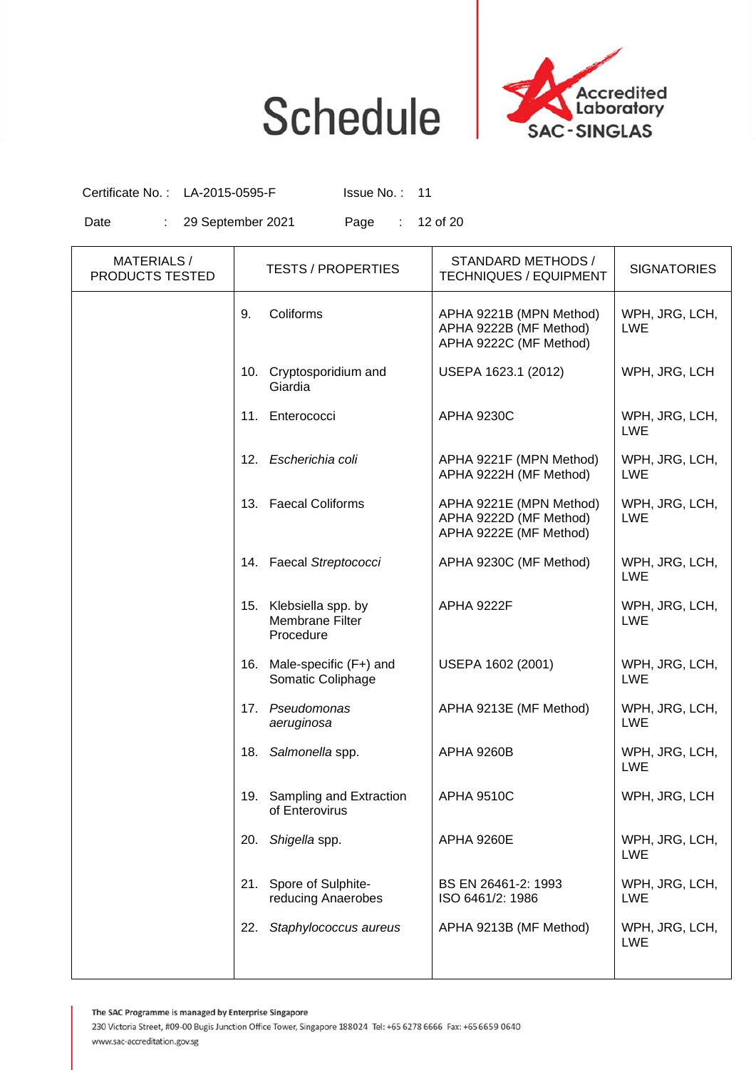# Schedule

Accredited Laboratory SAC-SINGLAS

Certificate No. : LA-2015-0595-F Issue No. : 11

Date : 29 September 2021

| MATERIALS / PRODUCTS TESTED | TESTS / PROPERTIES | STANDARD METHODS / TECHNIQUES / EQUIPMENT | SIGNATORIES |
|---|---|---|---|
| | 9. Coliforms | APHA 9221B (MPN Method)<br>APHA 9222B (MF Method)<br>APHA 9222C (MF Method) | WPH, JRG, LCH, LWE |
| | 10. Cryptosporidium and Giardia | USEPA 1623.1 (2012) | WPH, JRG, LCH |
| | 11. Enterococci | APHA 9230C | WPH, JRG, LCH, LWE |
| | 12. *Escherichia coli* | APHA 9221F (MPN Method)<br>APHA 9222H (MF Method) | WPH, JRG, LCH, LWE |
| | 13. Faecal Coliforms | APHA 9221E (MPN Method)<br>APHA 9222D (MF Method)<br>APHA 9222E (MF Method) | WPH, JRG, LCH, LWE |
| | 14. Faecal *Streptococci* | APHA 9230C (MF Method) | WPH, JRG, LCH, LWE |
| | 15. Klebsiella spp. by Membrane Filter Procedure | APHA 9222F | WPH, JRG, LCH, LWE |
| | 16. Male-specific (F+) and Somatic Coliphage | USEPA 1602 (2001) | WPH, JRG, LCH, LWE |
| | 17. *Pseudomonas aeruginosa* | APHA 9213E (MF Method) | WPH, JRG, LCH, LWE |
| | 18. *Salmonella* spp. | APHA 9260B | WPH, JRG, LCH, LWE |
| | 19. Sampling and Extraction of Enterovirus | APHA 9510C | WPH, JRG, LCH |
| | 20. *Shigella* spp. | APHA 9260E | WPH, JRG, LCH, LWE |
| | 21. Spore of Sulphite-reducing Anaerobes | BS EN 26461-2: 1993<br>ISO 6461/2: 1986 | WPH, JRG, LCH, LWE |
| | 22. *Staphylococcus aureus* | APHA 9213B (MF Method) | WPH, JRG, LCH, LWE |

The SAC Programme is managed by Enterprise Singapore
230 Victoria Street, #09-00 Bugis Junction Office Tower, Singapore 188024 Tel: +65 6278 6666 Fax: +65 6659 0640
www.sac-accreditation.gov.sg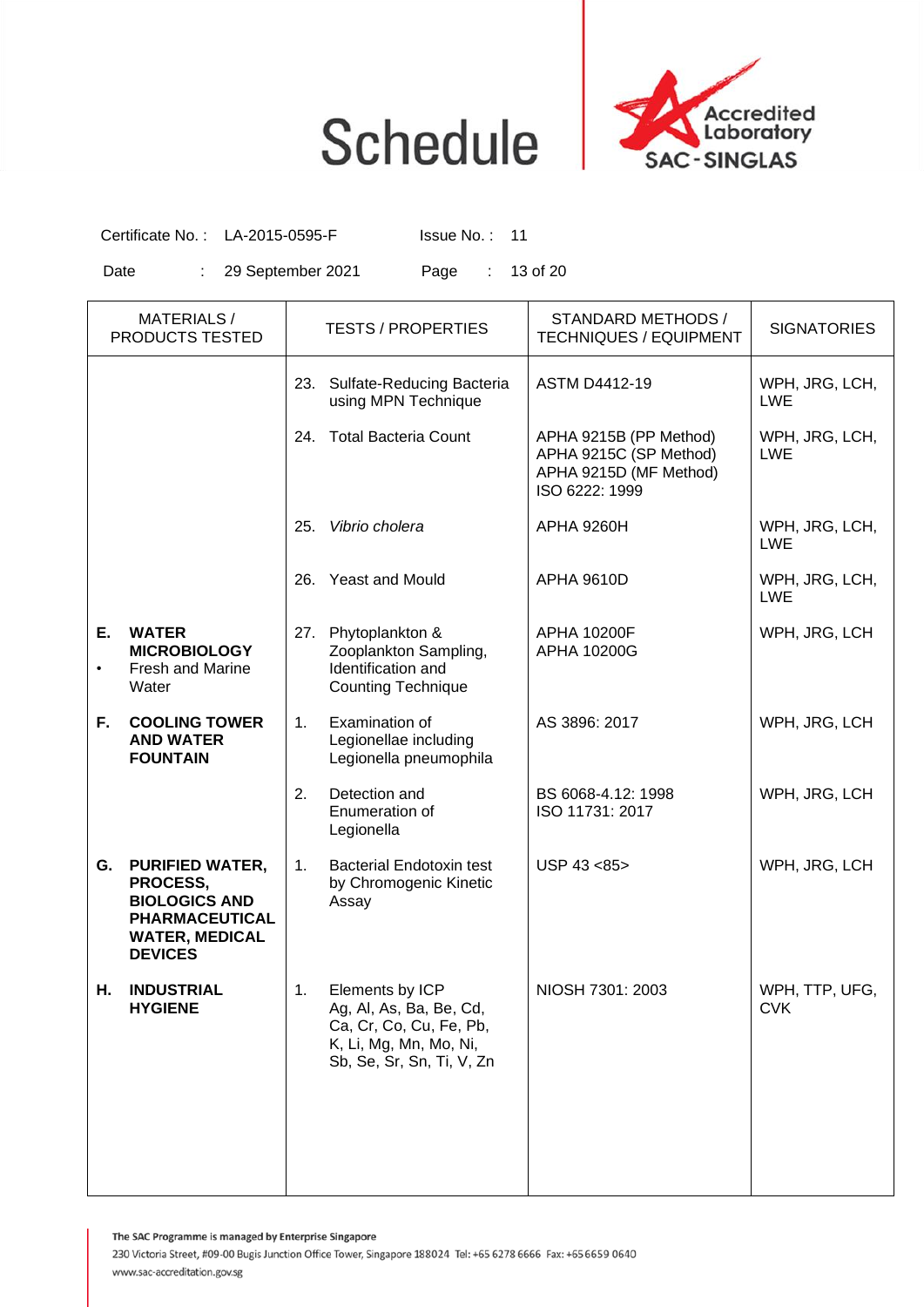# Schedule

Accredited Laboratory SAC-SINGLAS

Certificate No. : LA-2015-0595-F &nbsp;&nbsp;&nbsp; Issue No. : 11

Date : 29 September 2021

| MATERIALS / PRODUCTS TESTED | TESTS / PROPERTIES | STANDARD METHODS / TECHNIQUES / EQUIPMENT | SIGNATORIES |
|---|---|---|---|
| | 23. Sulfate-Reducing Bacteria using MPN Technique | ASTM D4412-19 | WPH, JRG, LCH, LWE |
| | 24. Total Bacteria Count | APHA 9215B (PP Method)<br>APHA 9215C (SP Method)<br>APHA 9215D (MF Method)<br>ISO 6222: 1999 | WPH, JRG, LCH, LWE |
| | 25. *Vibrio cholera* | APHA 9260H | WPH, JRG, LCH, LWE |
| | 26. Yeast and Mould | APHA 9610D | WPH, JRG, LCH, LWE |
| **E. WATER MICROBIOLOGY**<br>• Fresh and Marine Water | 27. Phytoplankton & Zooplankton Sampling, Identification and Counting Technique | APHA 10200F<br>APHA 10200G | WPH, JRG, LCH |
| **F. COOLING TOWER AND WATER FOUNTAIN** | 1. Examination of Legionellae including Legionella pneumophila | AS 3896: 2017 | WPH, JRG, LCH |
| | 2. Detection and Enumeration of Legionella | BS 6068-4.12: 1998<br>ISO 11731: 2017 | WPH, JRG, LCH |
| **G. PURIFIED WATER, PROCESS, BIOLOGICS AND PHARMACEUTICAL WATER, MEDICAL DEVICES** | 1. Bacterial Endotoxin test by Chromogenic Kinetic Assay | USP 43 <85> | WPH, JRG, LCH |
| **H. INDUSTRIAL HYGIENE** | 1. Elements by ICP<br>Ag, Al, As, Ba, Be, Cd, Ca, Cr, Co, Cu, Fe, Pb, K, Li, Mg, Mn, Mo, Ni, Sb, Se, Sr, Sn, Ti, V, Zn | NIOSH 7301: 2003 | WPH, TTP, UFG, CVK |

The SAC Programme is managed by Enterprise Singapore
230 Victoria Street, #09-00 Bugis Junction Office Tower, Singapore 188024 Tel: +65 6278 6666 Fax: +65 6659 0640
www.sac-accreditation.gov.sg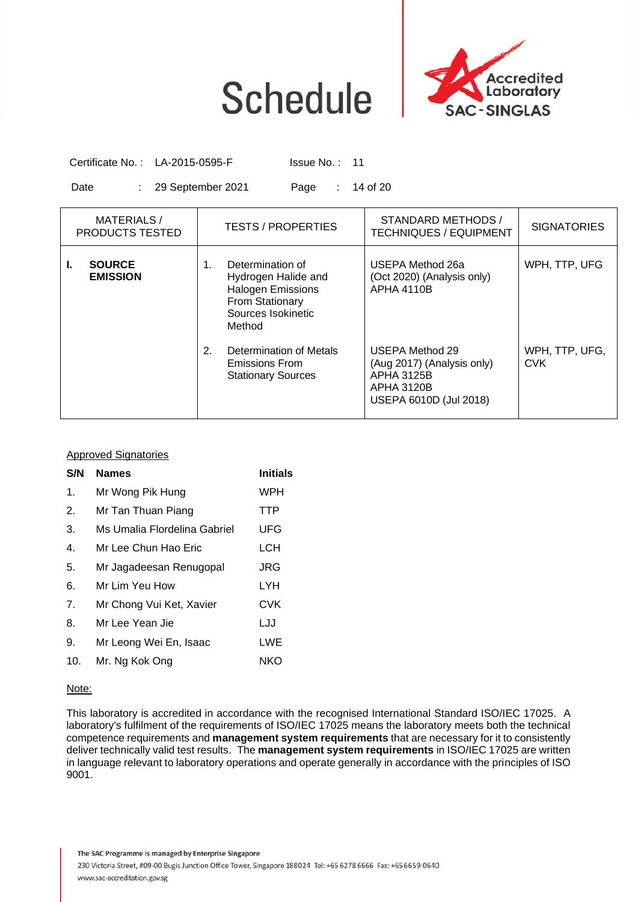# Schedule

Certificate No. : LA-2015-0595-F    Issue No. : 11

Date : 29 September 2021    Page : 14 of 20

| MATERIALS / PRODUCTS TESTED | TESTS / PROPERTIES | STANDARD METHODS / TECHNIQUES / EQUIPMENT | SIGNATORIES |
|---|---|---|---|
| **I. SOURCE EMISSION** | 1. Determination of Hydrogen Halide and Halogen Emissions From Stationary Sources Isokinetic Method | USEPA Method 26a (Oct 2020) (Analysis only) APHA 4110B | WPH, TTP, UFG |
| | 2. Determination of Metals Emissions From Stationary Sources | USEPA Method 29 (Aug 2017) (Analysis only) APHA 3125B APHA 3120B USEPA 6010D (Jul 2018) | WPH, TTP, UFG, CVK |

Approved Signatories

| S/N | Names | Initials |
|---|---|---|
| 1. | Mr Wong Pik Hung | WPH |
| 2. | Mr Tan Thuan Piang | TTP |
| 3. | Ms Umalia Flordelina Gabriel | UFG |
| 4. | Mr Lee Chun Hao Eric | LCH |
| 5. | Mr Jagadeesan Renugopal | JRG |
| 6. | Mr Lim Yeu How | LYH |
| 7. | Mr Chong Vui Ket, Xavier | CVK |
| 8. | Mr Lee Yean Jie | LJJ |
| 9. | Mr Leong Wei En, Isaac | LWE |
| 10. | Mr. Ng Kok Ong | NKO |

Note:

This laboratory is accredited in accordance with the recognised International Standard ISO/IEC 17025. A laboratory's fulfilment of the requirements of ISO/IEC 17025 means the laboratory meets both the technical competence requirements and **management system requirements** that are necessary for it to consistently deliver technically valid test results. The **management system requirements** in ISO/IEC 17025 are written in language relevant to laboratory operations and operate generally in accordance with the principles of ISO 9001.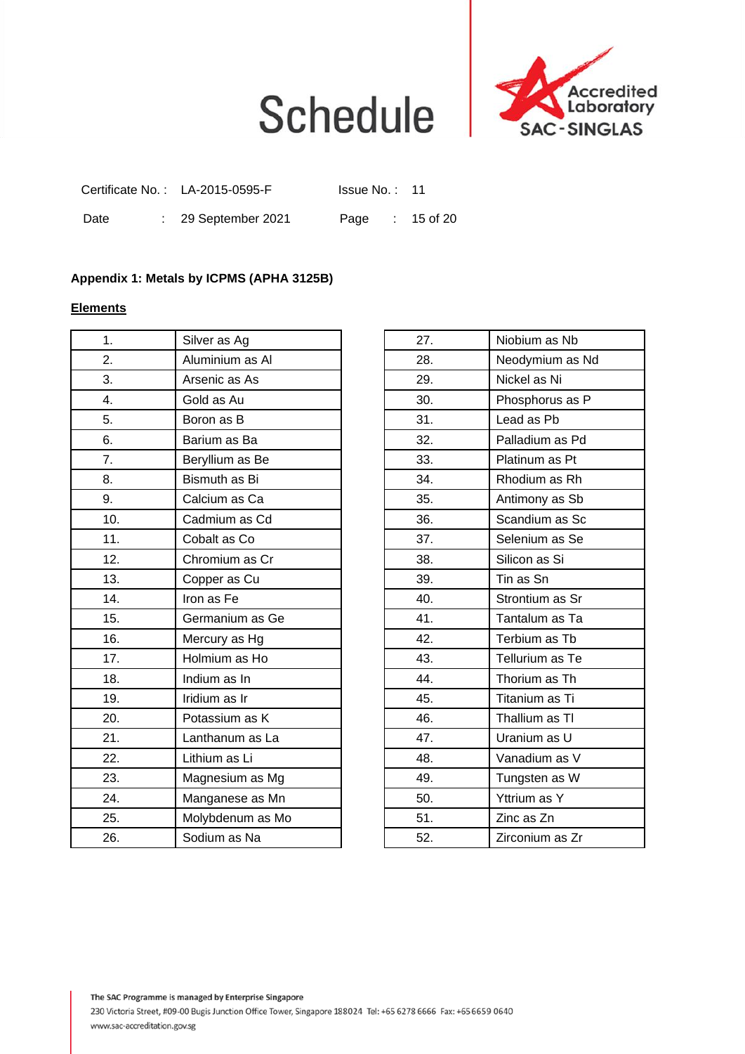# Schedule

Certificate No. : LA-2015-0595-F    Issue No. : 11

Date : 29 September 2021

**Appendix 1: Metals by ICPMS (APHA 3125B)**

**<u>Elements</u>**

| | |
|---|---|
| 1. | Silver as Ag |
| 2. | Aluminium as Al |
| 3. | Arsenic as As |
| 4. | Gold as Au |
| 5. | Boron as B |
| 6. | Barium as Ba |
| 7. | Beryllium as Be |
| 8. | Bismuth as Bi |
| 9. | Calcium as Ca |
| 10. | Cadmium as Cd |
| 11. | Cobalt as Co |
| 12. | Chromium as Cr |
| 13. | Copper as Cu |
| 14. | Iron as Fe |
| 15. | Germanium as Ge |
| 16. | Mercury as Hg |
| 17. | Holmium as Ho |
| 18. | Indium as In |
| 19. | Iridium as Ir |
| 20. | Potassium as K |
| 21. | Lanthanum as La |
| 22. | Lithium as Li |
| 23. | Magnesium as Mg |
| 24. | Manganese as Mn |
| 25. | Molybdenum as Mo |
| 26. | Sodium as Na |

| | |
|---|---|
| 27. | Niobium as Nb |
| 28. | Neodymium as Nd |
| 29. | Nickel as Ni |
| 30. | Phosphorus as P |
| 31. | Lead as Pb |
| 32. | Palladium as Pd |
| 33. | Platinum as Pt |
| 34. | Rhodium as Rh |
| 35. | Antimony as Sb |
| 36. | Scandium as Sc |
| 37. | Selenium as Se |
| 38. | Silicon as Si |
| 39. | Tin as Sn |
| 40. | Strontium as Sr |
| 41. | Tantalum as Ta |
| 42. | Terbium as Tb |
| 43. | Tellurium as Te |
| 44. | Thorium as Th |
| 45. | Titanium as Ti |
| 46. | Thallium as Tl |
| 47. | Uranium as U |
| 48. | Vanadium as V |
| 49. | Tungsten as W |
| 50. | Yttrium as Y |
| 51. | Zinc as Zn |
| 52. | Zirconium as Zr |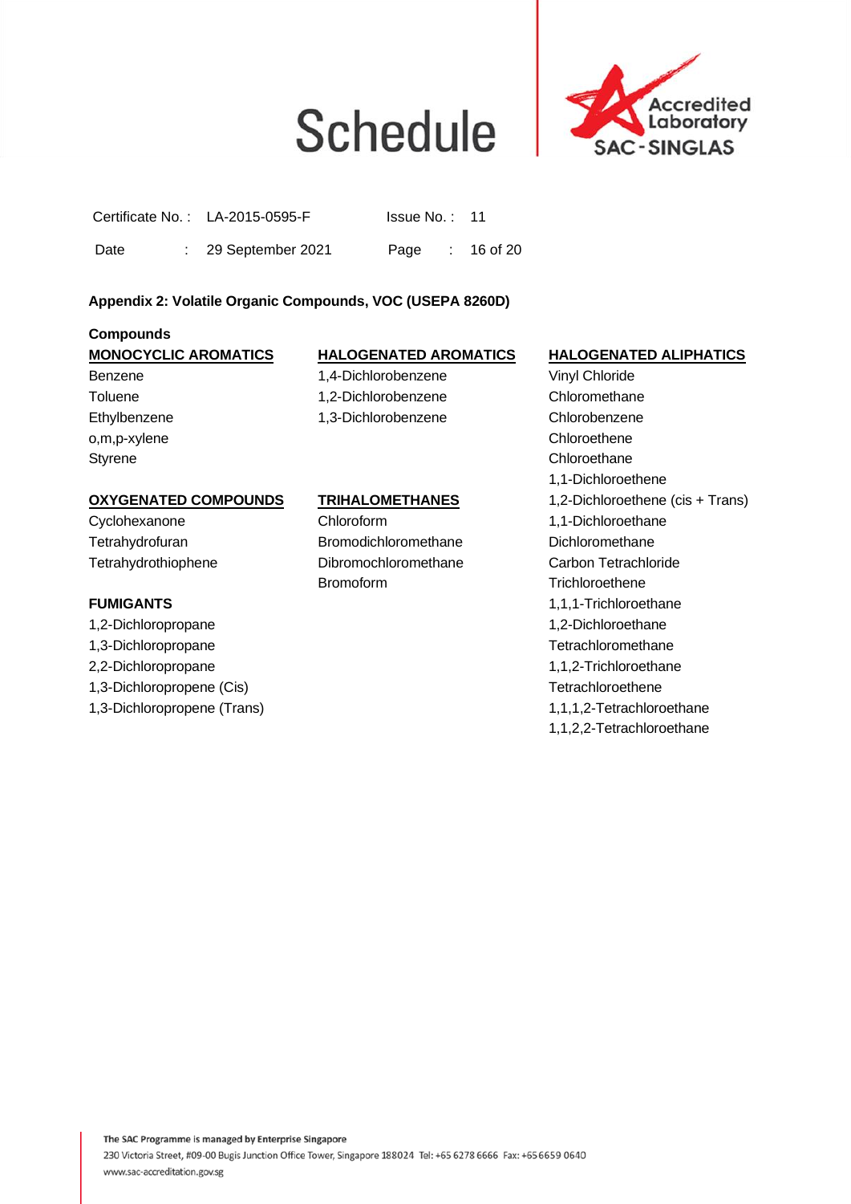# Schedule

Certificate No. : LA-2015-0595-F    Issue No. : 11

Date : 29 September 2021

## Appendix 2: Volatile Organic Compounds, VOC (USEPA 8260D)

**Compounds**

**MONOCYCLIC AROMATICS**

Benzene
Toluene
Ethylbenzene
o,m,p-xylene
Styrene

**OXYGENATED COMPOUNDS**

Cyclohexanone
Tetrahydrofuran
Tetrahydrothiophene

**FUMIGANTS**

1,2-Dichloropropane
1,3-Dichloropropane
2,2-Dichloropropane
1,3-Dichloropropene (Cis)
1,3-Dichloropropene (Trans)

**HALOGENATED AROMATICS**

1,4-Dichlorobenzene
1,2-Dichlorobenzene
1,3-Dichlorobenzene

**TRIHALOMETHANES**

Chloroform
Bromodichloromethane
Dibromochloromethane
Bromoform

**HALOGENATED ALIPHATICS**

Vinyl Chloride
Chloromethane
Chlorobenzene
Chloroethene
Chloroethane
1,1-Dichloroethene
1,2-Dichloroethene (cis + Trans)
1,1-Dichloroethane
Dichloromethane
Carbon Tetrachloride
Trichloroethene
1,1,1-Trichloroethane
1,2-Dichloroethane
Tetrachloromethane
1,1,2-Trichloroethane
Tetrachloroethene
1,1,1,2-Tetrachloroethane
1,1,2,2-Tetrachloroethane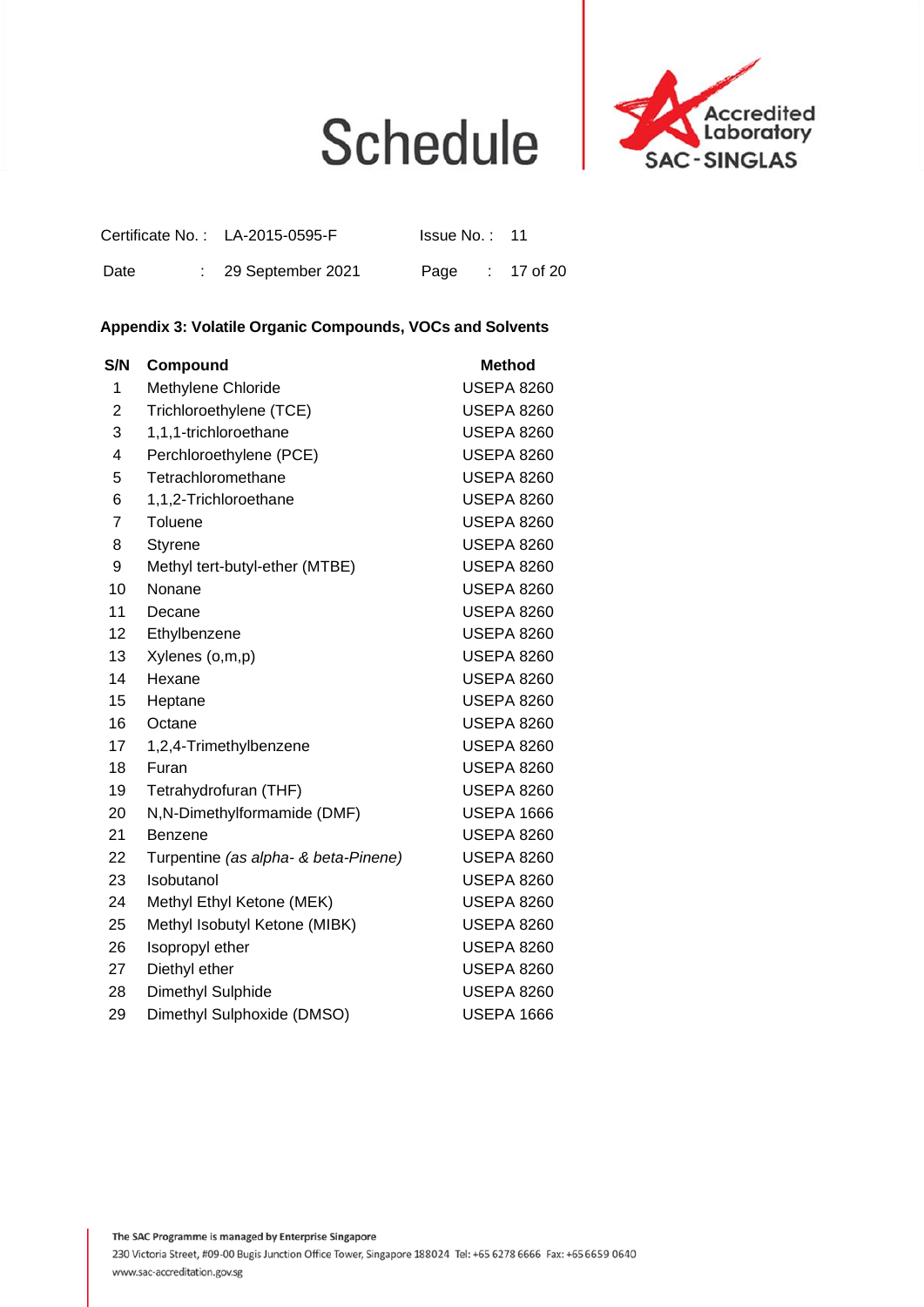# Schedule

Accredited Laboratory SAC-SINGLAS

Certificate No. : LA-2015-0595-F    Issue No. : 11

Date : 29 September 2021    Page : 17 of 20

**Appendix 3: Volatile Organic Compounds, VOCs and Solvents**

| S/N | Compound | Method |
|---|---|---|
| 1 | Methylene Chloride | USEPA 8260 |
| 2 | Trichloroethylene (TCE) | USEPA 8260 |
| 3 | 1,1,1-trichloroethane | USEPA 8260 |
| 4 | Perchloroethylene (PCE) | USEPA 8260 |
| 5 | Tetrachloromethane | USEPA 8260 |
| 6 | 1,1,2-Trichloroethane | USEPA 8260 |
| 7 | Toluene | USEPA 8260 |
| 8 | Styrene | USEPA 8260 |
| 9 | Methyl tert-butyl-ether (MTBE) | USEPA 8260 |
| 10 | Nonane | USEPA 8260 |
| 11 | Decane | USEPA 8260 |
| 12 | Ethylbenzene | USEPA 8260 |
| 13 | Xylenes (o,m,p) | USEPA 8260 |
| 14 | Hexane | USEPA 8260 |
| 15 | Heptane | USEPA 8260 |
| 16 | Octane | USEPA 8260 |
| 17 | 1,2,4-Trimethylbenzene | USEPA 8260 |
| 18 | Furan | USEPA 8260 |
| 19 | Tetrahydrofuran (THF) | USEPA 8260 |
| 20 | N,N-Dimethylformamide (DMF) | USEPA 1666 |
| 21 | Benzene | USEPA 8260 |
| 22 | Turpentine *(as alpha- & beta-Pinene)* | USEPA 8260 |
| 23 | Isobutanol | USEPA 8260 |
| 24 | Methyl Ethyl Ketone (MEK) | USEPA 8260 |
| 25 | Methyl Isobutyl Ketone (MIBK) | USEPA 8260 |
| 26 | Isopropyl ether | USEPA 8260 |
| 27 | Diethyl ether | USEPA 8260 |
| 28 | Dimethyl Sulphide | USEPA 8260 |
| 29 | Dimethyl Sulphoxide (DMSO) | USEPA 1666 |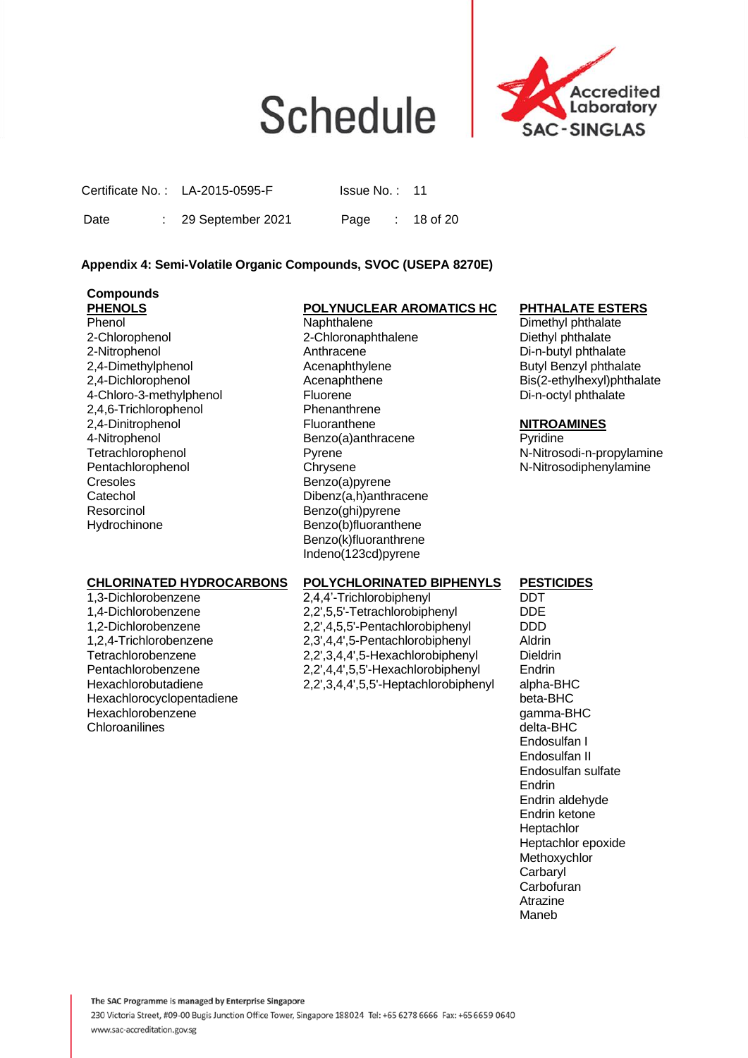# Schedule

Certificate No. : LA-2015-0595-F        Issue No. : 11

Date : 29 September 2021

### Appendix 4: Semi-Volatile Organic Compounds, SVOC (USEPA 8270E)

**Compounds**

**PHENOLS**

Phenol
2-Chlorophenol
2-Nitrophenol
2,4-Dimethylphenol
2,4-Dichlorophenol
4-Chloro-3-methylphenol
2,4,6-Trichlorophenol
2,4-Dinitrophenol
4-Nitrophenol
Tetrachlorophenol
Pentachlorophenol
Cresoles
Catechol
Resorcinol
Hydrochinone

**POLYNUCLEAR AROMATICS HC**

Naphthalene
2-Chloronaphthalene
Anthracene
Acenaphthylene
Acenaphthene
Fluorene
Phenanthrene
Fluoranthene
Benzo(a)anthracene
Pyrene
Chrysene
Benzo(a)pyrene
Dibenz(a,h)anthracene
Benzo(ghi)pyrene
Benzo(b)fluoranthene
Benzo(k)fluoranthrene
Indeno(123cd)pyrene

**PHTHALATE ESTERS**

Dimethyl phthalate
Diethyl phthalate
Di-n-butyl phthalate
Butyl Benzyl phthalate
Bis(2-ethylhexyl)phthalate
Di-n-octyl phthalate

**NITROAMINES**

Pyridine
N-Nitrosodi-n-propylamine
N-Nitrosodiphenylamine

**CHLORINATED HYDROCARBONS**

1,3-Dichlorobenzene
1,4-Dichlorobenzene
1,2-Dichlorobenzene
1,2,4-Trichlorobenzene
Tetrachlorobenzene
Pentachlorobenzene
Hexachlorobutadiene
Hexachlorocyclopentadiene
Hexachlorobenzene
Chloroanilines

**POLYCHLORINATED BIPHENYLS**

2,4,4'-Trichlorobiphenyl
2,2',5,5'-Tetrachlorobiphenyl
2,2',4,5,5'-Pentachlorobiphenyl
2,3',4,4',5-Pentachlorobiphenyl
2,2',3,4,4',5-Hexachlorobiphenyl
2,2',4,4',5,5'-Hexachlorobiphenyl
2,2',3,4,4',5,5'-Heptachlorobiphenyl

**PESTICIDES**

DDT
DDE
DDD
Aldrin
Dieldrin
Endrin
alpha-BHC
beta-BHC
gamma-BHC
delta-BHC
Endosulfan I
Endosulfan II
Endosulfan sulfate
Endrin
Endrin aldehyde
Endrin ketone
Heptachlor
Heptachlor epoxide
Methoxychlor
Carbaryl
Carbofuran
Atrazine
Maneb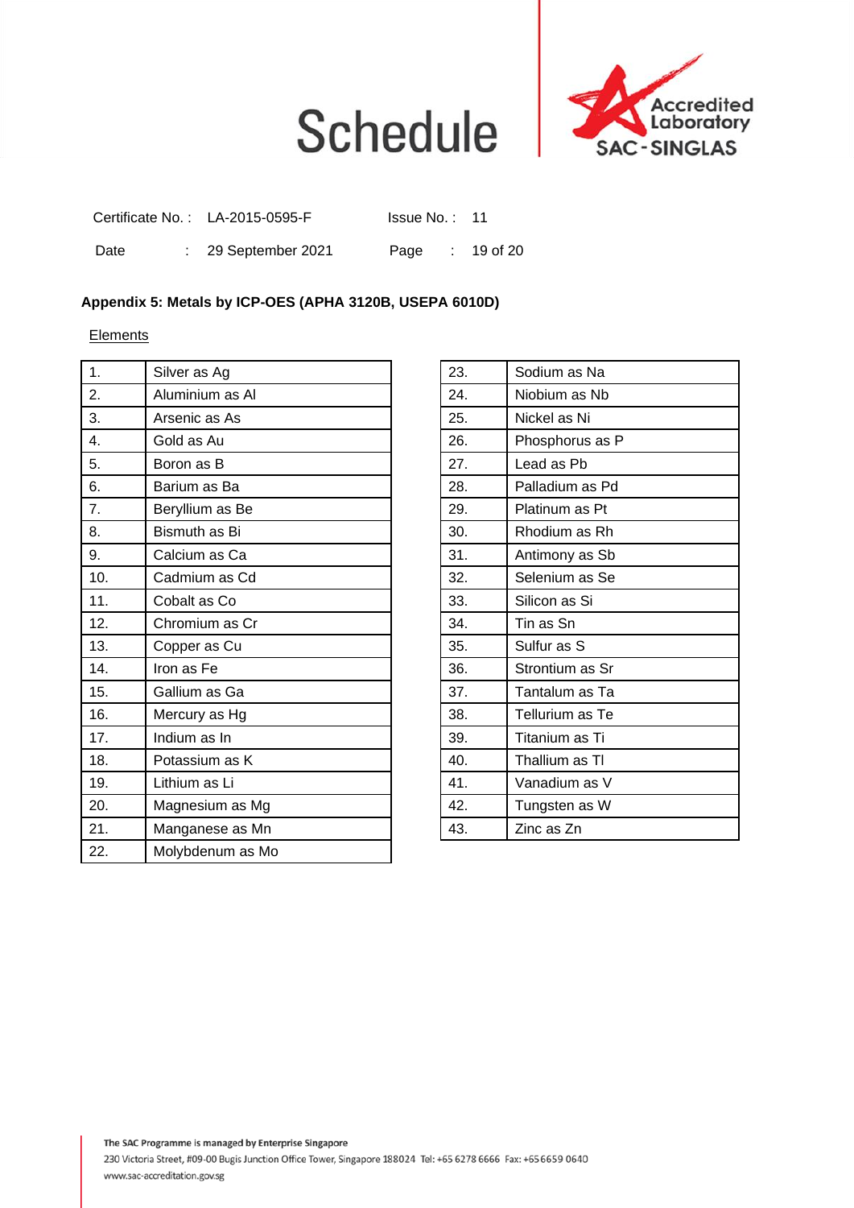# Schedule

Certificate No. : LA-2015-0595-F    Issue No. : 11

Date : 29 September 2021    Page : 19 of 20

**Appendix 5: Metals by ICP-OES (APHA 3120B, USEPA 6010D)**

Elements

| No. | Element |
|---|---|
| 1. | Silver as Ag |
| 2. | Aluminium as Al |
| 3. | Arsenic as As |
| 4. | Gold as Au |
| 5. | Boron as B |
| 6. | Barium as Ba |
| 7. | Beryllium as Be |
| 8. | Bismuth as Bi |
| 9. | Calcium as Ca |
| 10. | Cadmium as Cd |
| 11. | Cobalt as Co |
| 12. | Chromium as Cr |
| 13. | Copper as Cu |
| 14. | Iron as Fe |
| 15. | Gallium as Ga |
| 16. | Mercury as Hg |
| 17. | Indium as In |
| 18. | Potassium as K |
| 19. | Lithium as Li |
| 20. | Magnesium as Mg |
| 21. | Manganese as Mn |
| 22. | Molybdenum as Mo |
| 23. | Sodium as Na |
| 24. | Niobium as Nb |
| 25. | Nickel as Ni |
| 26. | Phosphorus as P |
| 27. | Lead as Pb |
| 28. | Palladium as Pd |
| 29. | Platinum as Pt |
| 30. | Rhodium as Rh |
| 31. | Antimony as Sb |
| 32. | Selenium as Se |
| 33. | Silicon as Si |
| 34. | Tin as Sn |
| 35. | Sulfur as S |
| 36. | Strontium as Sr |
| 37. | Tantalum as Ta |
| 38. | Tellurium as Te |
| 39. | Titanium as Ti |
| 40. | Thallium as Tl |
| 41. | Vanadium as V |
| 42. | Tungsten as W |
| 43. | Zinc as Zn |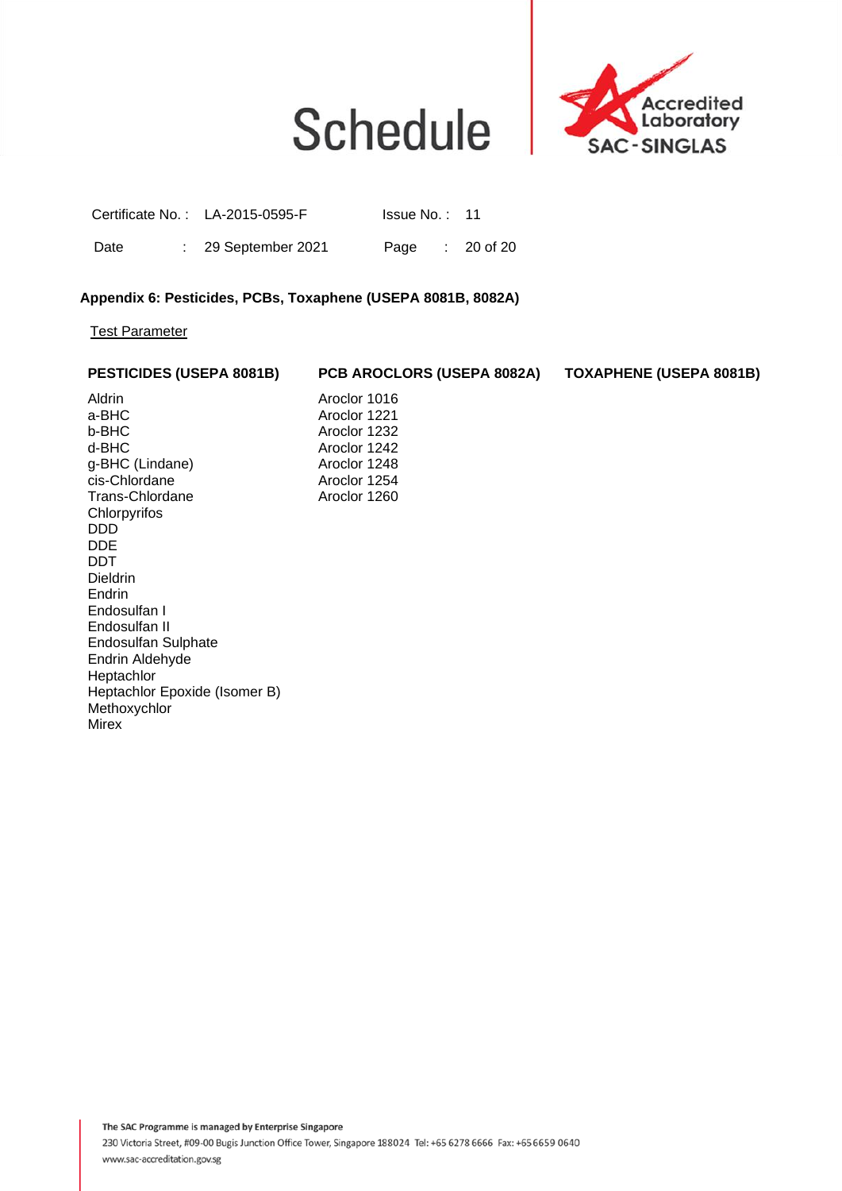# Schedule

Certificate No. : LA-2015-0595-F    Issue No. : 11

Date : 29 September 2021

## Appendix 6: Pesticides, PCBs, Toxaphene (USEPA 8081B, 8082A)

Test Parameter

| PESTICIDES (USEPA 8081B) | PCB AROCLORS (USEPA 8082A) | TOXAPHENE (USEPA 8081B) |
|---|---|---|
| Aldrin | Aroclor 1016 | |
| a-BHC | Aroclor 1221 | |
| b-BHC | Aroclor 1232 | |
| d-BHC | Aroclor 1242 | |
| g-BHC (Lindane) | Aroclor 1248 | |
| cis-Chlordane | Aroclor 1254 | |
| Trans-Chlordane | Aroclor 1260 | |
| Chlorpyrifos | | |
| DDD | | |
| DDE | | |
| DDT | | |
| Dieldrin | | |
| Endrin | | |
| Endosulfan I | | |
| Endosulfan II | | |
| Endosulfan Sulphate | | |
| Endrin Aldehyde | | |
| Heptachlor | | |
| Heptachlor Epoxide (Isomer B) | | |
| Methoxychlor | | |
| Mirex | | |

The SAC Programme is managed by Enterprise Singapore
230 Victoria Street, #09-00 Bugis Junction Office Tower, Singapore 188024 Tel: +65 6278 6666 Fax: +65 6659 0640
www.sac-accreditation.gov.sg